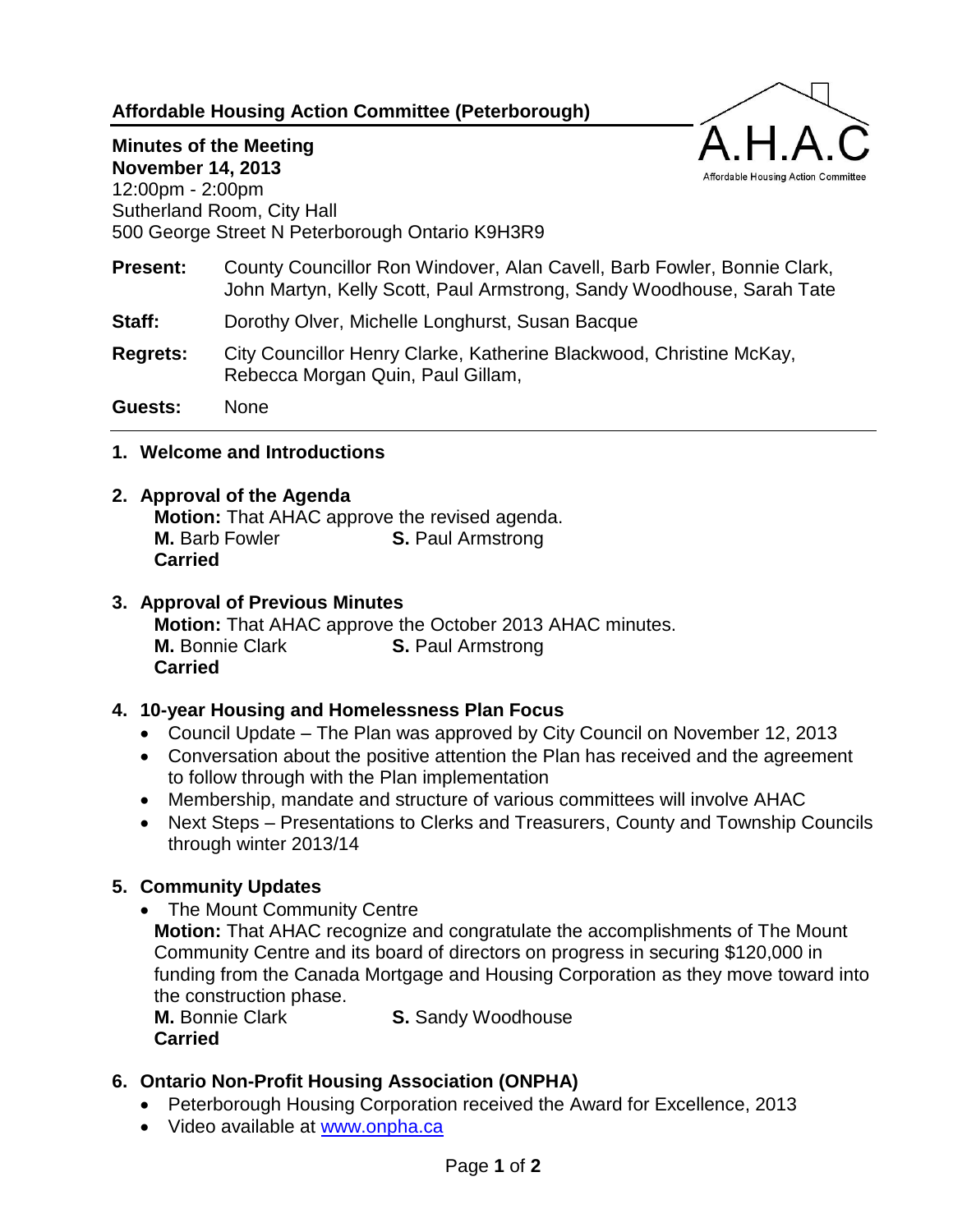# Affordable Housing Action Committee (Peterborough)

**Minutes of the Meeting**
**November 14, 2013**
12:00pm - 2:00pm
Sutherland Room, City Hall
500 George Street N Peterborough Ontario K9H3R9

**Present:** County Councillor Ron Windover, Alan Cavell, Barb Fowler, Bonnie Clark, John Martyn, Kelly Scott, Paul Armstrong, Sandy Woodhouse, Sarah Tate

**Staff:** Dorothy Olver, Michelle Longhurst, Susan Bacque

**Regrets:** City Councillor Henry Clarke, Katherine Blackwood, Christine McKay, Rebecca Morgan Quin, Paul Gillam,

**Guests:** None

---

## 1. Welcome and Introductions

## 2. Approval of the Agenda

**Motion:** That AHAC approve the revised agenda.
**M.** Barb Fowler **S.** Paul Armstrong
**Carried**

## 3. Approval of Previous Minutes

**Motion:** That AHAC approve the October 2013 AHAC minutes.
**M.** Bonnie Clark **S.** Paul Armstrong
**Carried**

## 4. 10-year Housing and Homelessness Plan Focus

- Council Update – The Plan was approved by City Council on November 12, 2013
- Conversation about the positive attention the Plan has received and the agreement to follow through with the Plan implementation
- Membership, mandate and structure of various committees will involve AHAC
- Next Steps – Presentations to Clerks and Treasurers, County and Township Councils through winter 2013/14

## 5. Community Updates

- The Mount Community Centre

**Motion:** That AHAC recognize and congratulate the accomplishments of The Mount Community Centre and its board of directors on progress in securing $120,000 in funding from the Canada Mortgage and Housing Corporation as they move toward into the construction phase.
**M.** Bonnie Clark **S.** Sandy Woodhouse
**Carried**

## 6. Ontario Non-Profit Housing Association (ONPHA)

- Peterborough Housing Corporation received the Award for Excellence, 2013
- Video available at www.onpha.ca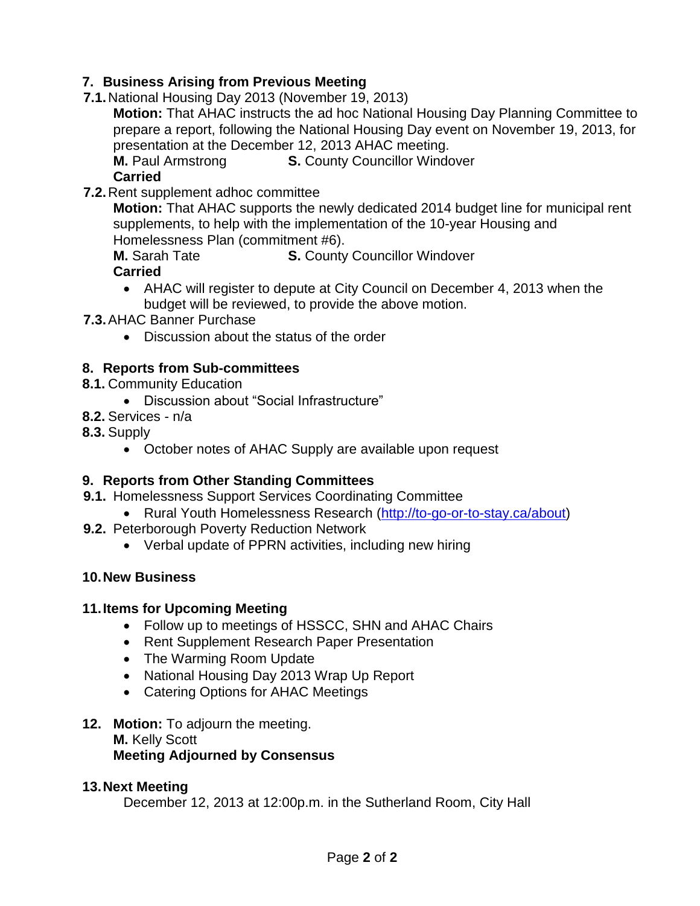## 7. Business Arising from Previous Meeting

**7.1.** National Housing Day 2013 (November 19, 2013)

**Motion:** That AHAC instructs the ad hoc National Housing Day Planning Committee to prepare a report, following the National Housing Day event on November 19, 2013, for presentation at the December 12, 2013 AHAC meeting.

**M.** Paul Armstrong **S.** County Councillor Windover

**Carried**

**7.2.** Rent supplement adhoc committee

**Motion:** That AHAC supports the newly dedicated 2014 budget line for municipal rent supplements, to help with the implementation of the 10-year Housing and Homelessness Plan (commitment #6).

**M.** Sarah Tate **S.** County Councillor Windover

**Carried**

- AHAC will register to depute at City Council on December 4, 2013 when the budget will be reviewed, to provide the above motion.

**7.3.** AHAC Banner Purchase

- Discussion about the status of the order

## 8. Reports from Sub-committees

**8.1.** Community Education

- Discussion about "Social Infrastructure"

**8.2.** Services - n/a

**8.3.** Supply

- October notes of AHAC Supply are available upon request

## 9. Reports from Other Standing Committees

**9.1.** Homelessness Support Services Coordinating Committee

- Rural Youth Homelessness Research (http://to-go-or-to-stay.ca/about)

**9.2.** Peterborough Poverty Reduction Network

- Verbal update of PPRN activities, including new hiring

## 10. New Business

## 11. Items for Upcoming Meeting

- Follow up to meetings of HSSCC, SHN and AHAC Chairs
- Rent Supplement Research Paper Presentation
- The Warming Room Update
- National Housing Day 2013 Wrap Up Report
- Catering Options for AHAC Meetings

**12. Motion:** To adjourn the meeting.

**M.** Kelly Scott

**Meeting Adjourned by Consensus**

## 13. Next Meeting

December 12, 2013 at 12:00p.m. in the Sutherland Room, City Hall